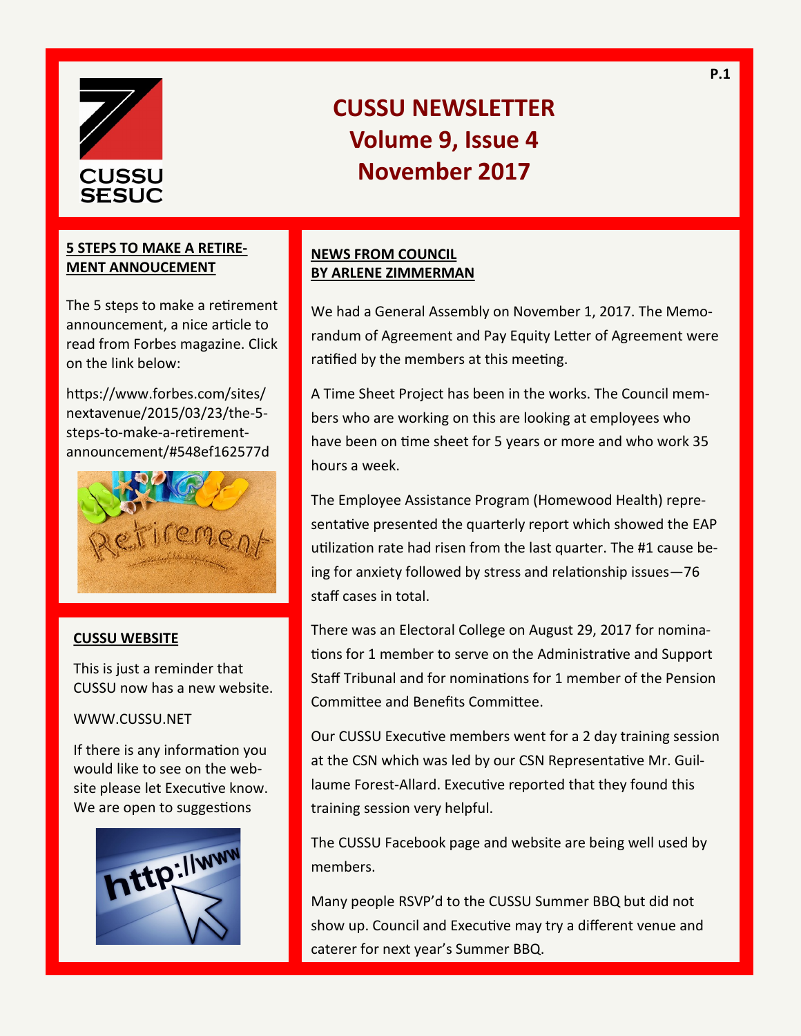# CUSSU NEWSLETTER
# Volume 9, Issue 4
# November 2017

## 5 STEPS TO MAKE A RETIREMENT ANNOUCEMENT

The 5 steps to make a retirement announcement, a nice article to read from Forbes magazine. Click on the link below:

https://www.forbes.com/sites/nextavenue/2015/03/23/the-5-steps-to-make-a-retirement-announcement/#548ef162577d

## CUSSU WEBSITE

This is just a reminder that CUSSU now has a new website.

WWW.CUSSU.NET

If there is any information you would like to see on the website please let Executive know. We are open to suggestions

## NEWS FROM COUNCIL BY ARLENE ZIMMERMAN

We had a General Assembly on November 1, 2017. The Memorandum of Agreement and Pay Equity Letter of Agreement were ratified by the members at this meeting.

A Time Sheet Project has been in the works. The Council members who are working on this are looking at employees who have been on time sheet for 5 years or more and who work 35 hours a week.

The Employee Assistance Program (Homewood Health) representative presented the quarterly report which showed the EAP utilization rate had risen from the last quarter. The #1 cause being for anxiety followed by stress and relationship issues—76 staff cases in total.

There was an Electoral College on August 29, 2017 for nominations for 1 member to serve on the Administrative and Support Staff Tribunal and for nominations for 1 member of the Pension Committee and Benefits Committee.

Our CUSSU Executive members went for a 2 day training session at the CSN which was led by our CSN Representative Mr. Guillaume Forest-Allard. Executive reported that they found this training session very helpful.

The CUSSU Facebook page and website are being well used by members.

Many people RSVP'd to the CUSSU Summer BBQ but did not show up. Council and Executive may try a different venue and caterer for next year's Summer BBQ.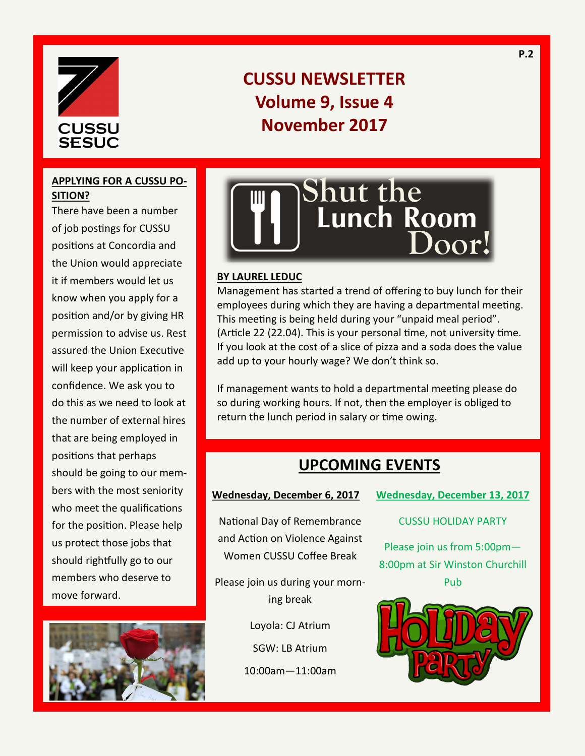# CUSSU NEWSLETTER
## Volume 9, Issue 4
## November 2017

**APPLYING FOR A CUSSU POSITION?**

There have been a number of job postings for CUSSU positions at Concordia and the Union would appreciate it if members would let us know when you apply for a position and/or by giving HR permission to advise us. Rest assured the Union Executive will keep your application in confidence. We ask you to do this as we need to look at the number of external hires that are being employed in positions that perhaps should be going to our members with the most seniority who meet the qualifications for the position. Please help us protect those jobs that should rightfully go to our members who deserve to move forward.

## Shut the Lunch Room Door!

**BY LAUREL LEDUC**

Management has started a trend of offering to buy lunch for their employees during which they are having a departmental meeting. This meeting is being held during your "unpaid meal period". (Article 22 (22.04). This is your personal time, not university time. If you look at the cost of a slice of pizza and a soda does the value add up to your hourly wage? We don't think so.

If management wants to hold a departmental meeting please do so during working hours. If not, then the employer is obliged to return the lunch period in salary or time owing.

## UPCOMING EVENTS

**Wednesday, December 6, 2017**

National Day of Remembrance and Action on Violence Against Women CUSSU Coffee Break

Please join us during your morning break

Loyola: CJ Atrium

SGW: LB Atrium

10:00am—11:00am

**Wednesday, December 13, 2017**

CUSSU HOLIDAY PARTY

Please join us from 5:00pm—8:00pm at Sir Winston Churchill Pub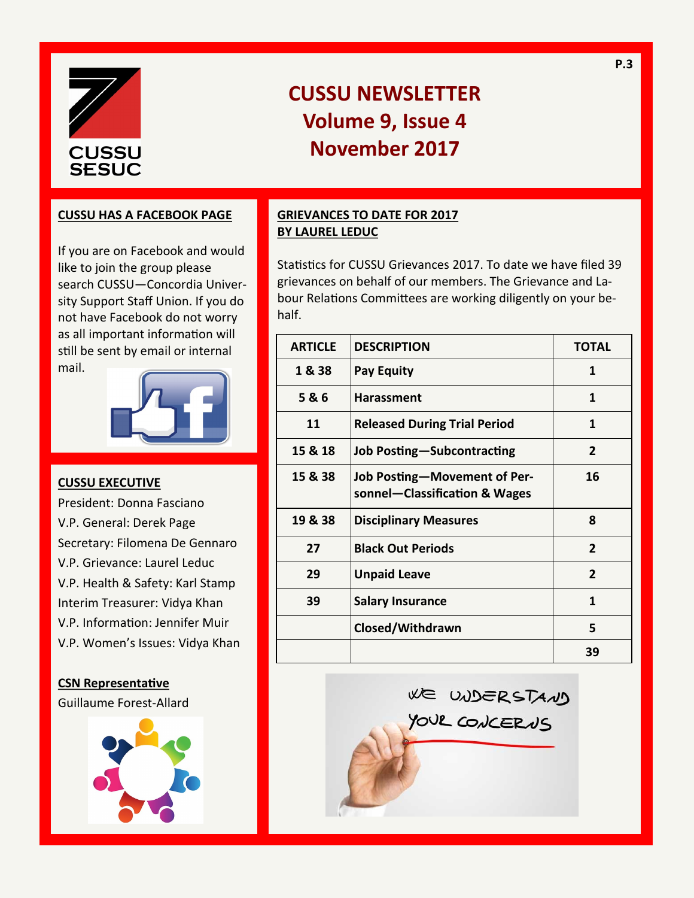# CUSSU NEWSLETTER
## Volume 9, Issue 4
## November 2017

### CUSSU HAS A FACEBOOK PAGE

If you are on Facebook and would like to join the group please search CUSSU—Concordia University Support Staff Union. If you do not have Facebook do not worry as all important information will still be sent by email or internal mail.

### CUSSU EXECUTIVE

President: Donna Fasciano
V.P. General: Derek Page
Secretary: Filomena De Gennaro
V.P. Grievance: Laurel Leduc
V.P. Health & Safety: Karl Stamp
Interim Treasurer: Vidya Khan
V.P. Information: Jennifer Muir
V.P. Women's Issues: Vidya Khan

### CSN Representative

Guillaume Forest-Allard

### GRIEVANCES TO DATE FOR 2017
### BY LAUREL LEDUC

Statistics for CUSSU Grievances 2017. To date we have filed 39 grievances on behalf of our members. The Grievance and Labour Relations Committees are working diligently on your behalf.

| ARTICLE | DESCRIPTION | TOTAL |
|---|---|---|
| 1 & 38 | Pay Equity | 1 |
| 5 & 6 | Harassment | 1 |
| 11 | Released During Trial Period | 1 |
| 15 & 18 | Job Posting—Subcontracting | 2 |
| 15 & 38 | Job Posting—Movement of Personnel—Classification & Wages | 16 |
| 19 & 38 | Disciplinary Measures | 8 |
| 27 | Black Out Periods | 2 |
| 29 | Unpaid Leave | 2 |
| 39 | Salary Insurance | 1 |
| | Closed/Withdrawn | 5 |
| | | 39 |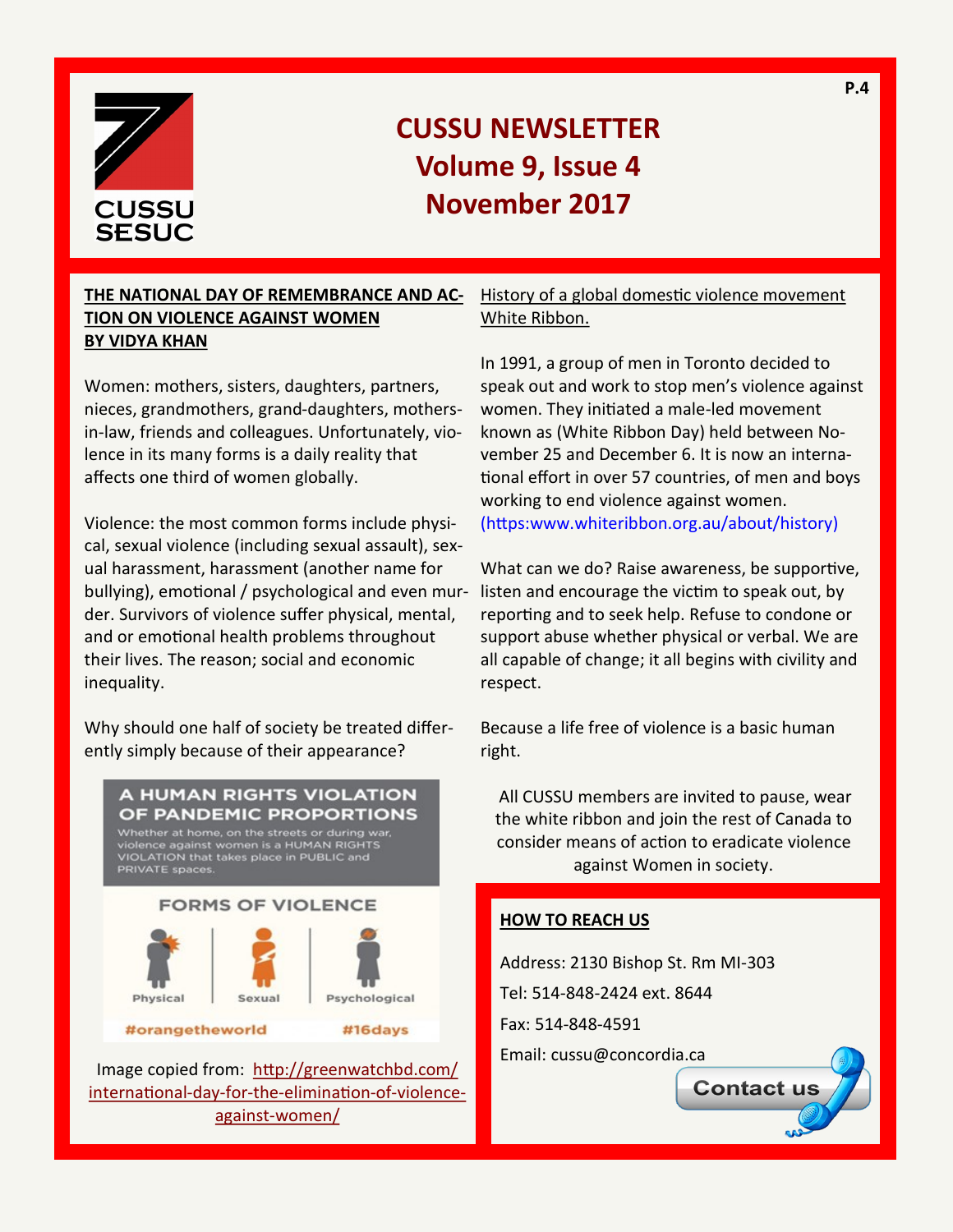CUSSU
SESUC

# CUSSU NEWSLETTER
# Volume 9, Issue 4
# November 2017

## THE NATIONAL DAY OF REMEMBRANCE AND ACTION ON VIOLENCE AGAINST WOMEN
## BY VIDYA KHAN

Women: mothers, sisters, daughters, partners, nieces, grandmothers, grand-daughters, mothers-in-law, friends and colleagues. Unfortunately, violence in its many forms is a daily reality that affects one third of women globally.

Violence: the most common forms include physical, sexual violence (including sexual assault), sexual harassment, harassment (another name for bullying), emotional / psychological and even murder. Survivors of violence suffer physical, mental, and or emotional health problems throughout their lives. The reason; social and economic inequality.

Why should one half of society be treated differently simply because of their appearance?

A HUMAN RIGHTS VIOLATION OF PANDEMIC PROPORTIONS

Whether at home, on the streets or during war, violence against women is a HUMAN RIGHTS VIOLATION that takes place in PUBLIC and PRIVATE spaces.

FORMS OF VIOLENCE

Physical | Sexual | Psychological

#orangetheworld #16days

Image copied from: http://greenwatchbd.com/international-day-for-the-elimination-of-violence-against-women/

History of a global domestic violence movement White Ribbon.

In 1991, a group of men in Toronto decided to speak out and work to stop men's violence against women. They initiated a male-led movement known as (White Ribbon Day) held between November 25 and December 6. It is now an international effort in over 57 countries, of men and boys working to end violence against women. (https:www.whiteribbon.org.au/about/history)

What can we do? Raise awareness, be supportive, listen and encourage the victim to speak out, by reporting and to seek help. Refuse to condone or support abuse whether physical or verbal. We are all capable of change; it all begins with civility and respect.

Because a life free of violence is a basic human right.

All CUSSU members are invited to pause, wear the white ribbon and join the rest of Canada to consider means of action to eradicate violence against Women in society.

## HOW TO REACH US

Address: 2130 Bishop St. Rm MI-303

Tel: 514-848-2424 ext. 8644

Fax: 514-848-4591

Email: cussu@concordia.ca

Contact us